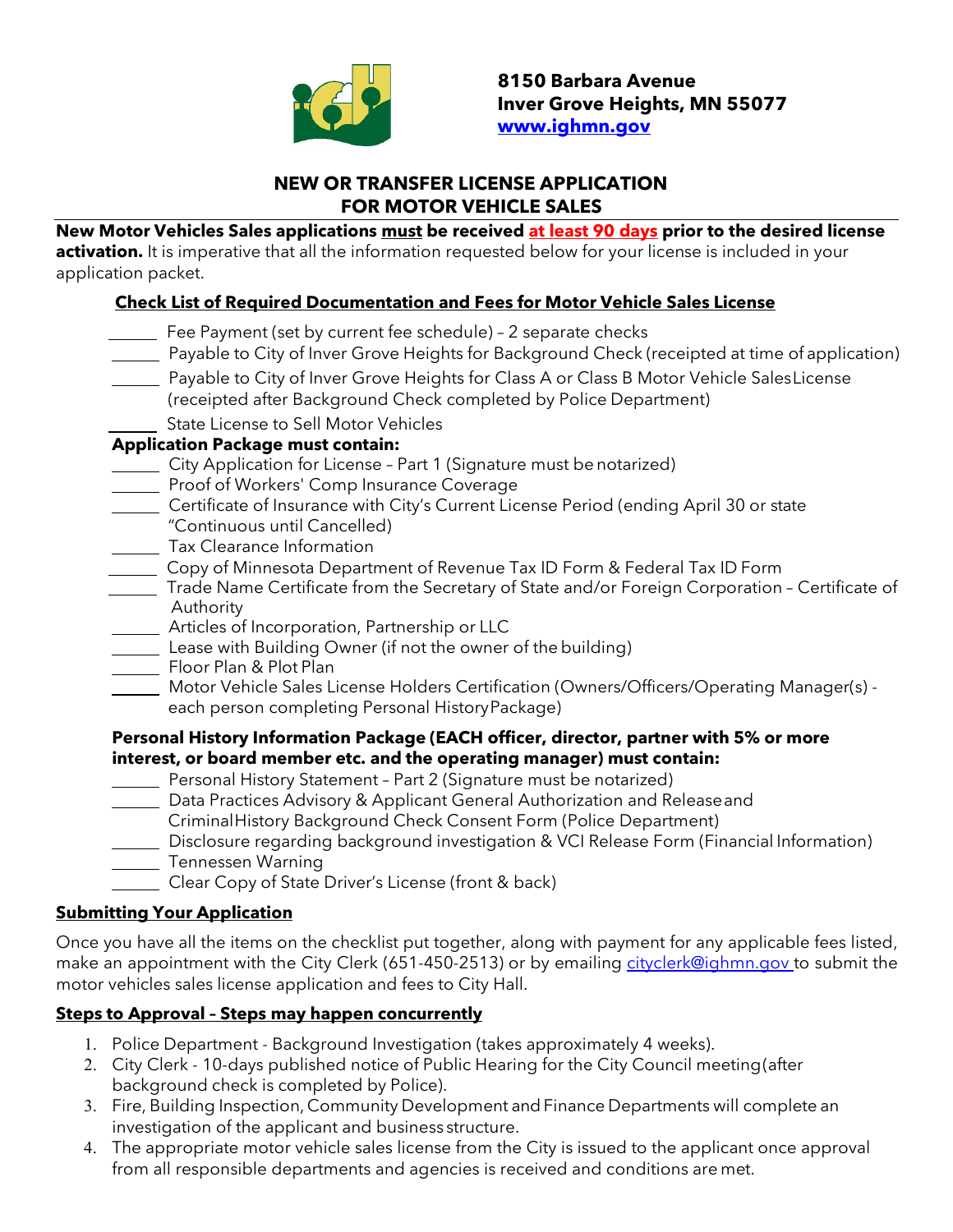**8150 Barbara Avenue**
**Inver Grove Heights, MN 55077**
**[www.ighmn.gov](http://www.ighmn.gov)**

# NEW OR TRANSFER LICENSE APPLICATION FOR MOTOR VEHICLE SALES

**New Motor Vehicles Sales applications must be received at least 90 days prior to the desired license activation.** It is imperative that all the information requested below for your license is included in your application packet.

## Check List of Required Documentation and Fees for Motor Vehicle Sales License

- ______ Fee Payment (set by current fee schedule) – 2 separate checks
- ______ Payable to City of Inver Grove Heights for Background Check (receipted at time of application)
- ______ Payable to City of Inver Grove Heights for Class A or Class B Motor Vehicle Sales License (receipted after Background Check completed by Police Department)
- ______ State License to Sell Motor Vehicles

**Application Package must contain:**

- ______ City Application for License – Part 1 (Signature must be notarized)
- ______ Proof of Workers' Comp Insurance Coverage
- ______ Certificate of Insurance with City's Current License Period (ending April 30 or state "Continuous until Cancelled)
- ______ Tax Clearance Information
- ______ Copy of Minnesota Department of Revenue Tax ID Form & Federal Tax ID Form
- ______ Trade Name Certificate from the Secretary of State and/or Foreign Corporation – Certificate of Authority
- ______ Articles of Incorporation, Partnership or LLC
- ______ Lease with Building Owner (if not the owner of the building)
- ______ Floor Plan & Plot Plan
- ______ Motor Vehicle Sales License Holders Certification (Owners/Officers/Operating Manager(s) - each person completing Personal History Package)

**Personal History Information Package (EACH officer, director, partner with 5% or more interest, or board member etc. and the operating manager) must contain:**

- ______ Personal History Statement – Part 2 (Signature must be notarized)
- ______ Data Practices Advisory & Applicant General Authorization and Release and Criminal History Background Check Consent Form (Police Department)
- ______ Disclosure regarding background investigation & VCI Release Form (Financial Information)
- ______ Tennessen Warning
- ______ Clear Copy of State Driver's License (front & back)

## Submitting Your Application

Once you have all the items on the checklist put together, along with payment for any applicable fees listed, make an appointment with the City Clerk (651-450-2513) or by emailing [cityclerk@ighmn.gov](mailto:cityclerk@ighmn.gov) to submit the motor vehicles sales license application and fees to City Hall.

## Steps to Approval – Steps may happen concurrently

1. Police Department - Background Investigation (takes approximately 4 weeks).
2. City Clerk - 10-days published notice of Public Hearing for the City Council meeting (after background check is completed by Police).
3. Fire, Building Inspection, Community Development and Finance Departments will complete an investigation of the applicant and business structure.
4. The appropriate motor vehicle sales license from the City is issued to the applicant once approval from all responsible departments and agencies is received and conditions are met.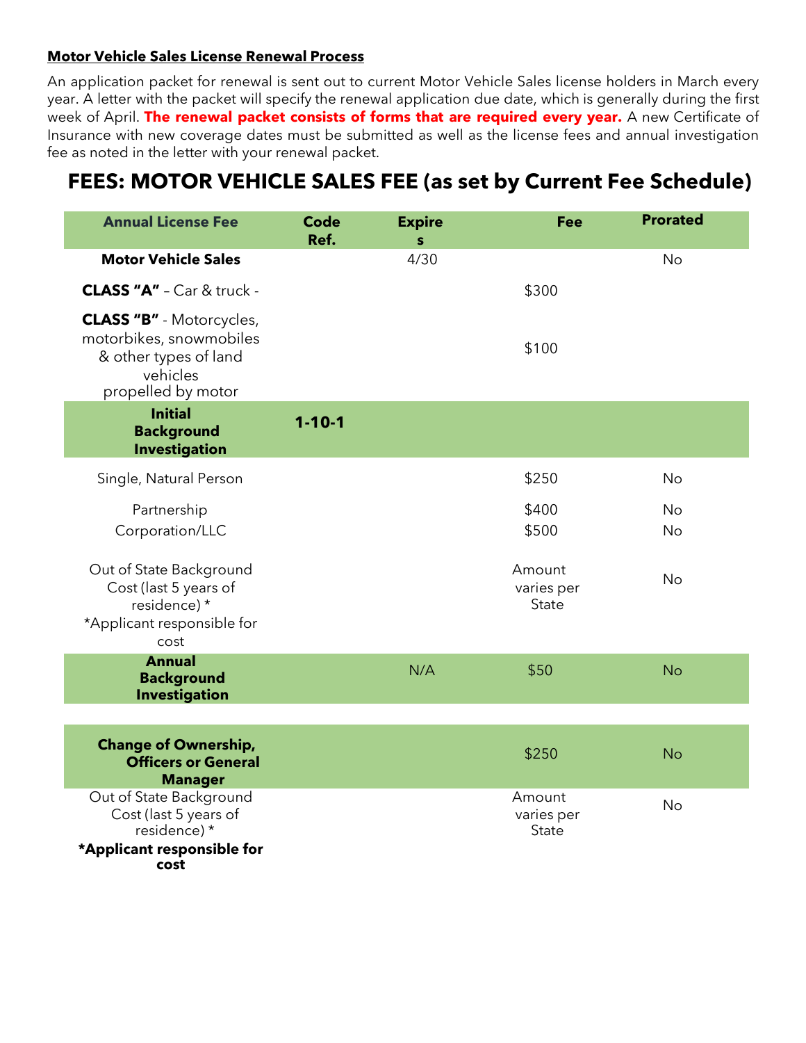**Motor Vehicle Sales License Renewal Process**

An application packet for renewal is sent out to current Motor Vehicle Sales license holders in March every year. A letter with the packet will specify the renewal application due date, which is generally during the first week of April. **The renewal packet consists of forms that are required every year.** A new Certificate of Insurance with new coverage dates must be submitted as well as the license fees and annual investigation fee as noted in the letter with your renewal packet.

## FEES: MOTOR VEHICLE SALES FEE (as set by Current Fee Schedule)

| Annual License Fee | Code Ref. | Expires | Fee | Prorated |
|---|---|---|---|---|
| **Motor Vehicle Sales** | | 4/30 | | No |
| **CLASS "A"** – Car & truck - | | | $300 | |
| **CLASS "B"** - Motorcycles, motorbikes, snowmobiles & other types of land vehicles propelled by motor | | | $100 | |
| **Initial Background Investigation** | **1-10-1** | | | |
| Single, Natural Person | | | $250 | No |
| Partnership | | | $400 | No |
| Corporation/LLC | | | $500 | No |
| Out of State Background Cost (last 5 years of residence) * *Applicant responsible for cost | | | Amount varies per State | No |
| **Annual Background Investigation** | | N/A | $50 | No |
| | | | | |
| **Change of Ownership, Officers or General Manager** | | | $250 | No |
| Out of State Background Cost (last 5 years of residence) * **\*Applicant responsible for cost** | | | Amount varies per State | No |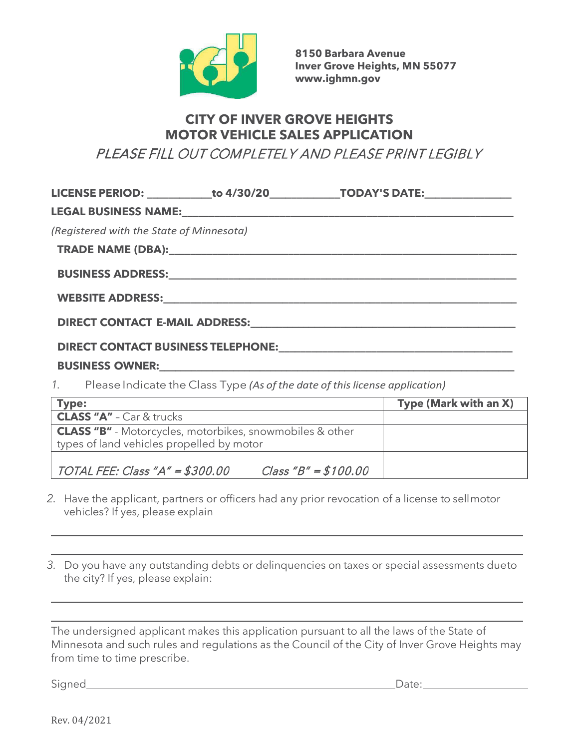8150 Barbara Avenue
Inver Grove Heights, MN 55077
www.ighmn.gov

# CITY OF INVER GROVE HEIGHTS
# MOTOR VEHICLE SALES APPLICATION

*PLEASE FILL OUT COMPLETELY AND PLEASE PRINT LEGIBLY*

**LICENSE PERIOD:** ___________ **to 4/30/20**____________ **TODAY'S DATE:**_______________

**LEGAL BUSINESS NAME:**_______________________________________________

*(Registered with the State of Minnesota)*

**TRADE NAME (DBA):**_______________________________________________

**BUSINESS ADDRESS:**_______________________________________________

**WEBSITE ADDRESS:**_______________________________________________

**DIRECT CONTACT E-MAIL ADDRESS:**_______________________________________________

**DIRECT CONTACT BUSINESS TELEPHONE:**_______________________________________________

**BUSINESS OWNER:**_______________________________________________

1. Please Indicate the Class Type *(As of the date of this license application)*

| **Type:** | **Type (Mark with an X)** |
|---|---|
| **CLASS "A"** – Car & trucks | |
| **CLASS "B"** - Motorcycles, motorbikes, snowmobiles & other types of land vehicles propelled by motor | |
| *TOTAL FEE: Class "A" = $300.00 Class "B" = $100.00* | |

2. Have the applicant, partners or officers had any prior revocation of a license to sell motor vehicles? If yes, please explain

_______________________________________________

_______________________________________________

3. Do you have any outstanding debts or delinquencies on taxes or special assessments due to the city? If yes, please explain:

_______________________________________________

_______________________________________________

The undersigned applicant makes this application pursuant to all the laws of the State of Minnesota and such rules and regulations as the Council of the City of Inver Grove Heights may from time to time prescribe.

Signed_______________________________________________ Date:__________________

Rev. 04/2021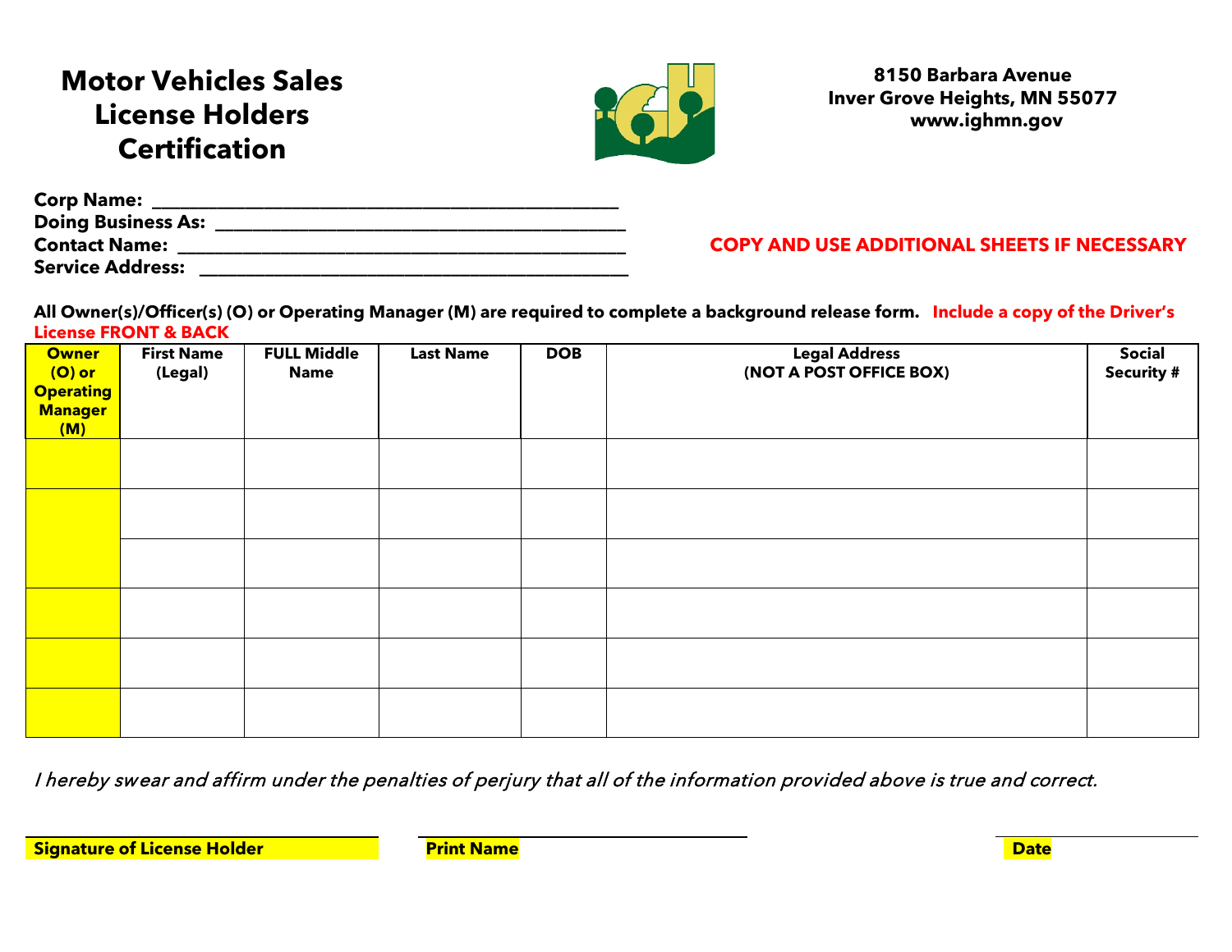# Motor Vehicles Sales License Holders Certification

**8150 Barbara Avenue**
**Inver Grove Heights, MN 55077**
**www.ighmn.gov**

**Corp Name:** ______________________________________________

**Doing Business As:** ______________________________________________

**Contact Name:** ______________________________________________

**Service Address:** ______________________________________________

**COPY AND USE ADDITIONAL SHEETS IF NECESSARY**

**All Owner(s)/Officer(s) (O) or Operating Manager (M) are required to complete a background release form. Include a copy of the Driver's License FRONT & BACK**

| Owner (O) or Operating Manager (M) | First Name (Legal) | FULL Middle Name | Last Name | DOB | Legal Address (NOT A POST OFFICE BOX) | Social Security # |
|---|---|---|---|---|---|---|
| | | | | | | |
| | | | | | | |
| | | | | | | |
| | | | | | | |
| | | | | | | |
| | | | | | | |

*I hereby swear and affirm under the penalties of perjury that all of the information provided above is true and correct.*

______________________________ ______________________________ ______________________________

**Signature of License Holder** **Print Name** **Date**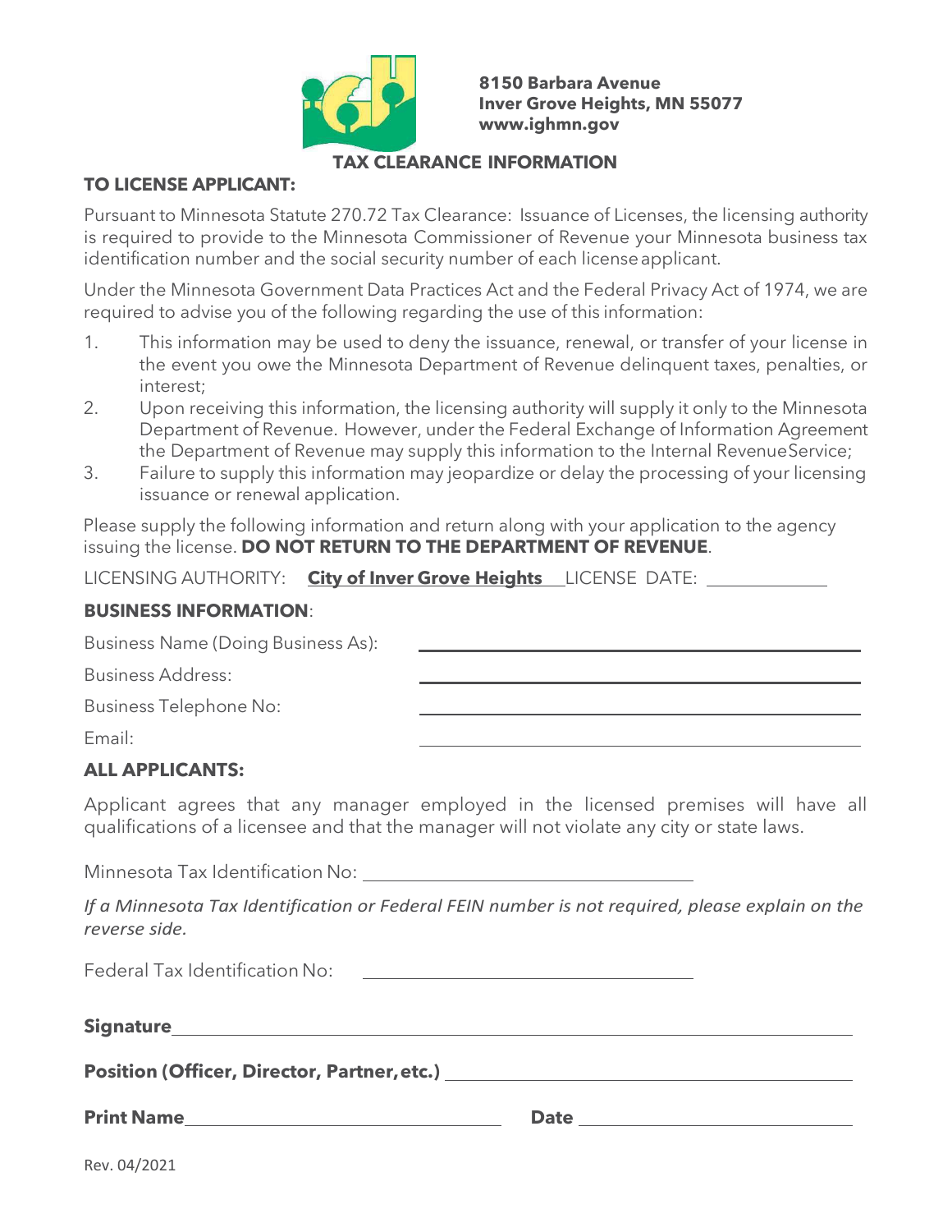8150 Barbara Avenue
Inver Grove Heights, MN 55077
www.ighmn.gov

# TAX CLEARANCE INFORMATION

**TO LICENSE APPLICANT:**

Pursuant to Minnesota Statute 270.72 Tax Clearance: Issuance of Licenses, the licensing authority is required to provide to the Minnesota Commissioner of Revenue your Minnesota business tax identification number and the social security number of each license applicant.

Under the Minnesota Government Data Practices Act and the Federal Privacy Act of 1974, we are required to advise you of the following regarding the use of this information:

1. This information may be used to deny the issuance, renewal, or transfer of your license in the event you owe the Minnesota Department of Revenue delinquent taxes, penalties, or interest;
2. Upon receiving this information, the licensing authority will supply it only to the Minnesota Department of Revenue. However, under the Federal Exchange of Information Agreement the Department of Revenue may supply this information to the Internal Revenue Service;
3. Failure to supply this information may jeopardize or delay the processing of your licensing issuance or renewal application.

Please supply the following information and return along with your application to the agency issuing the license. **DO NOT RETURN TO THE DEPARTMENT OF REVENUE**.

LICENSING AUTHORITY: **City of Inver Grove Heights** LICENSE DATE: ____________

**BUSINESS INFORMATION**:

Business Name (Doing Business As): ________________________________

Business Address: ________________________________

Business Telephone No: ________________________________

Email: ________________________________

**ALL APPLICANTS:**

Applicant agrees that any manager employed in the licensed premises will have all qualifications of a licensee and that the manager will not violate any city or state laws.

Minnesota Tax Identification No: ________________________________

*If a Minnesota Tax Identification or Federal FEIN number is not required, please explain on the reverse side.*

Federal Tax Identification No: ________________________________

**Signature** ________________________________

**Position (Officer, Director, Partner, etc.)** ________________________________

**Print Name** ________________________ **Date** ________________________

Rev. 04/2021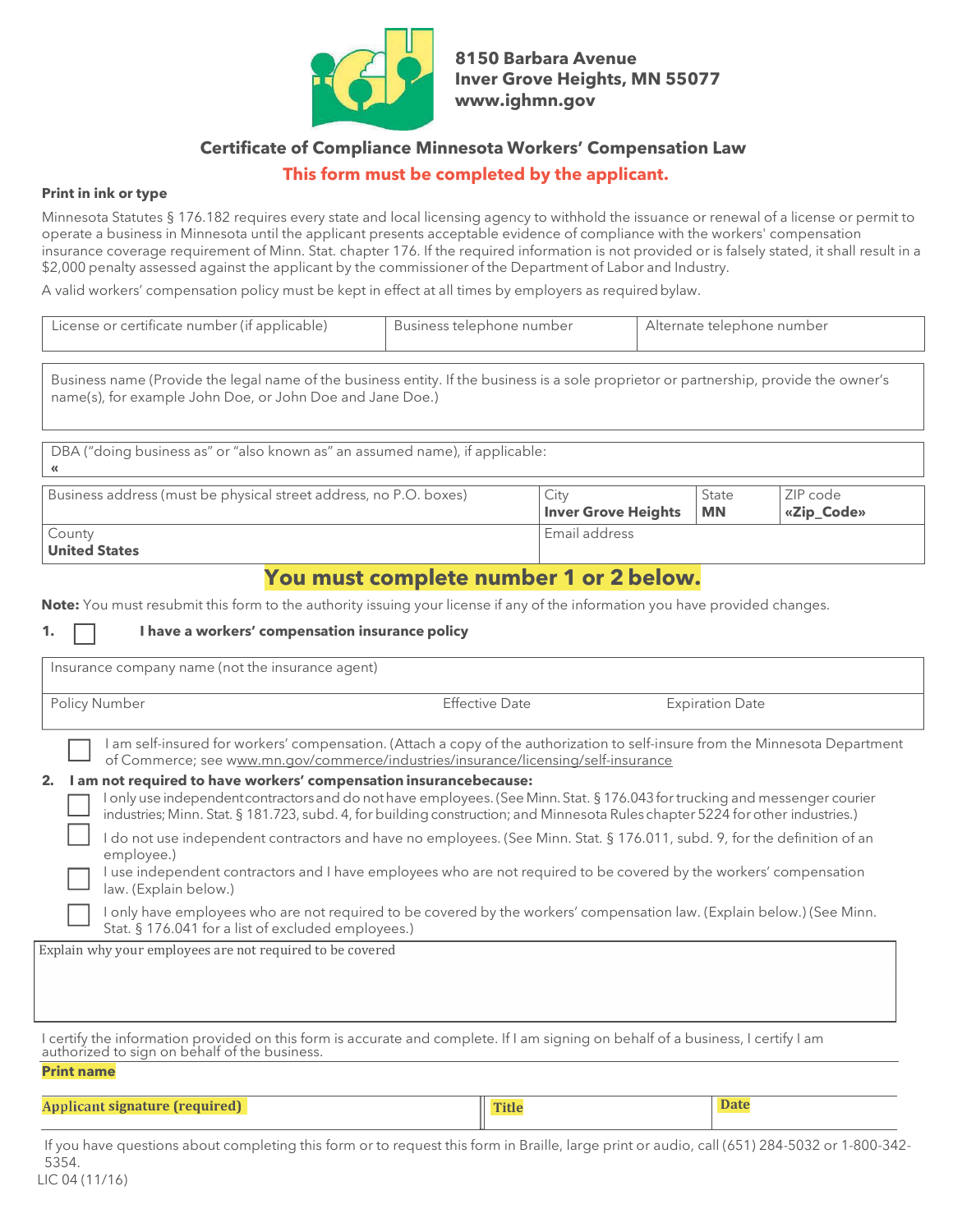8150 Barbara Avenue
Inver Grove Heights, MN 55077
www.ighmn.gov

## Certificate of Compliance Minnesota Workers' Compensation Law

**This form must be completed by the applicant.**

**Print in ink or type**

Minnesota Statutes § 176.182 requires every state and local licensing agency to withhold the issuance or renewal of a license or permit to operate a business in Minnesota until the applicant presents acceptable evidence of compliance with the workers' compensation insurance coverage requirement of Minn. Stat. chapter 176. If the required information is not provided or is falsely stated, it shall result in a $2,000 penalty assessed against the applicant by the commissioner of the Department of Labor and Industry.

A valid workers' compensation policy must be kept in effect at all times by employers as required by law.

| License or certificate number (if applicable) | Business telephone number | Alternate telephone number |
|---|---|---|
| | | |

| Business name (Provide the legal name of the business entity. If the business is a sole proprietor or partnership, provide the owner's name(s), for example John Doe, or John Doe and Jane Doe.) |
|---|
| |

| DBA ("doing business as" or "also known as" an assumed name), if applicable: |
|---|
| « |

| Business address (must be physical street address, no P.O. boxes) | City | State | ZIP code |
|---|---|---|---|
| | **Inver Grove Heights** | **MN** | **«Zip_Code»** |
| County **United States** | Email address | | |

## You must complete number 1 or 2 below.

**Note:** You must resubmit this form to the authority issuing your license if any of the information you have provided changes.

**1.** ☐ **I have a workers' compensation insurance policy**

| Insurance company name (not the insurance agent) | | |
|---|---|---|
| Policy Number | Effective Date | Expiration Date |

☐ I am self-insured for workers' compensation. (Attach a copy of the authorization to self-insure from the Minnesota Department of Commerce; see www.mn.gov/commerce/industries/insurance/licensing/self-insurance

**2. I am not required to have workers' compensation insurance because:**

☐ I only use independent contractors and do not have employees. (See Minn. Stat. § 176.043 for trucking and messenger courier industries; Minn. Stat. § 181.723, subd. 4, for building construction; and Minnesota Rules chapter 5224 for other industries.)

☐ I do not use independent contractors and have no employees. (See Minn. Stat. § 176.011, subd. 9, for the definition of an employee.)

☐ I use independent contractors and I have employees who are not required to be covered by the workers' compensation law. (Explain below.)

☐ I only have employees who are not required to be covered by the workers' compensation law. (Explain below.) (See Minn. Stat. § 176.041 for a list of excluded employees.)

| Explain why your employees are not required to be covered |
|---|
| |

I certify the information provided on this form is accurate and complete. If I am signing on behalf of a business, I certify I am authorized to sign on behalf of the business.

**Print name**

| Applicant signature (required) | Title | Date |
|---|---|---|
| | | |

If you have questions about completing this form or to request this form in Braille, large print or audio, call (651) 284-5032 or 1-800-342-5354.

LIC 04 (11/16)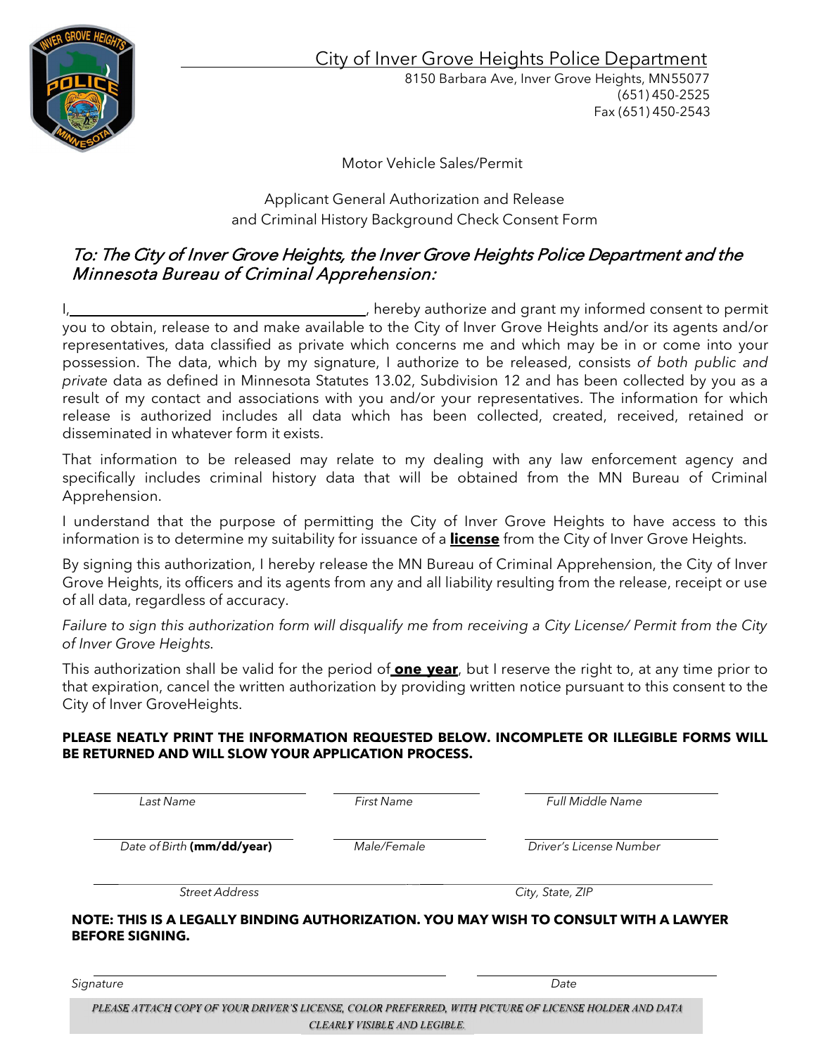# City of Inver Grove Heights Police Department

8150 Barbara Ave, Inver Grove Heights, MN55077
(651) 450-2525
Fax (651) 450-2543

Motor Vehicle Sales/Permit

Applicant General Authorization and Release
and Criminal History Background Check Consent Form

## *To: The City of Inver Grove Heights, the Inver Grove Heights Police Department and the Minnesota Bureau of Criminal Apprehension:*

I,\_\_\_\_\_\_\_\_\_\_\_\_\_\_\_\_\_\_\_\_\_\_\_\_\_\_\_\_\_\_\_\_\_\_\_\_\_\_\_\_, hereby authorize and grant my informed consent to permit you to obtain, release to and make available to the City of Inver Grove Heights and/or its agents and/or representatives, data classified as private which concerns me and which may be in or come into your possession. The data, which by my signature, I authorize to be released, consists *of both public and private* data as defined in Minnesota Statutes 13.02, Subdivision 12 and has been collected by you as a result of my contact and associations with you and/or your representatives. The information for which release is authorized includes all data which has been collected, created, received, retained or disseminated in whatever form it exists.

That information to be released may relate to my dealing with any law enforcement agency and specifically includes criminal history data that will be obtained from the MN Bureau of Criminal Apprehension.

I understand that the purpose of permitting the City of Inver Grove Heights to have access to this information is to determine my suitability for issuance of a **license** from the City of Inver Grove Heights.

By signing this authorization, I hereby release the MN Bureau of Criminal Apprehension, the City of Inver Grove Heights, its officers and its agents from any and all liability resulting from the release, receipt or use of all data, regardless of accuracy.

*Failure to sign this authorization form will disqualify me from receiving a City License/ Permit from the City of Inver Grove Heights.*

This authorization shall be valid for the period of **one year**, but I reserve the right to, at any time prior to that expiration, cancel the written authorization by providing written notice pursuant to this consent to the City of Inver GroveHeights.

**PLEASE NEATLY PRINT THE INFORMATION REQUESTED BELOW. INCOMPLETE OR ILLEGIBLE FORMS WILL BE RETURNED AND WILL SLOW YOUR APPLICATION PROCESS.**

| | | |
|---|---|---|
| *Last Name* | *First Name* | *Full Middle Name* |
| *Date of Birth* **(mm/dd/year)** | *Male/Female* | *Driver's License Number* |
| *Street Address* | | *City, State, ZIP* |

**NOTE: THIS IS A LEGALLY BINDING AUTHORIZATION. YOU MAY WISH TO CONSULT WITH A LAWYER BEFORE SIGNING.**

| | |
|---|---|
| *Signature* | *Date* |

*PLEASE ATTACH COPY OF YOUR DRIVER'S LICENSE, COLOR PREFERRED, WITH PICTURE OF LICENSE HOLDER AND DATA CLEARLY VISIBLE AND LEGIBLE.*